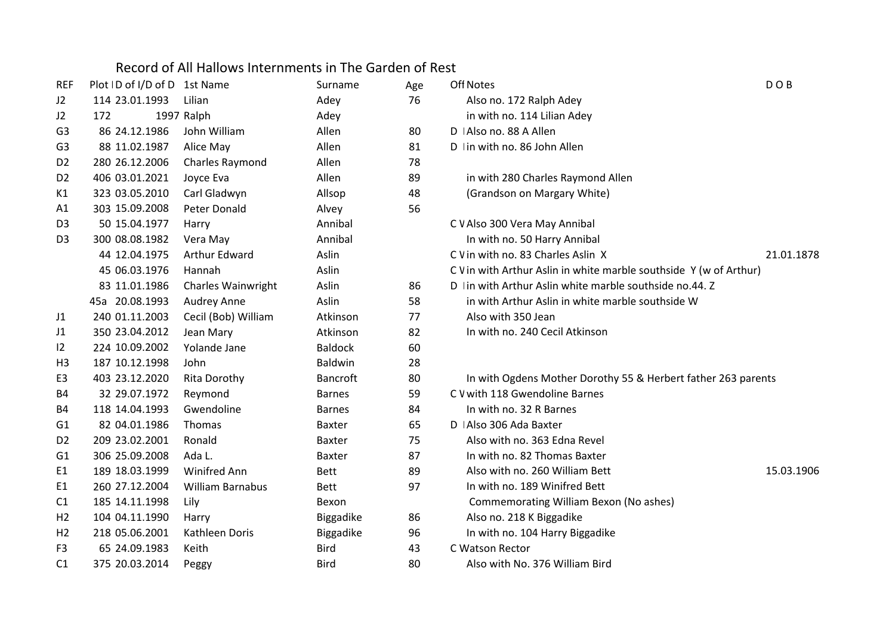# Record of All Hallows Internments in The Garden of Rest

| REF | Plot I | D of I/D of D | 1st Name | Surname | Age | Off | Notes | D O B |
|---|---|---|---|---|---|---|---|---|
| J2 | 114 | 23.01.1993 | Lilian | Adey | 76 | | Also no. 172 Ralph Adey | |
| J2 | 172 | 1997 | Ralph | Adey | | | in with no. 114 Lilian Adey | |
| G3 | 86 | 24.12.1986 | John William | Allen | 80 | D I | Also no. 88 A Allen | |
| G3 | 88 | 11.02.1987 | Alice May | Allen | 81 | D I | in with no. 86 John Allen | |
| D2 | 280 | 26.12.2006 | Charles Raymond | Allen | 78 | | | |
| D2 | 406 | 03.01.2021 | Joyce Eva | Allen | 89 | | in with 280 Charles Raymond Allen | |
| K1 | 323 | 03.05.2010 | Carl Gladwyn | Allsop | 48 | | (Grandson on Margary White) | |
| A1 | 303 | 15.09.2008 | Peter Donald | Alvey | 56 | | | |
| D3 | 50 | 15.04.1977 | Harry | Annibal | | C V | Also 300 Vera May Annibal | |
| D3 | 300 | 08.08.1982 | Vera May | Annibal | | | In with no. 50 Harry Annibal | |
| | 44 | 12.04.1975 | Arthur Edward | Aslin | | C V | in with no. 83 Charles Aslin X | 21.01.1878 |
| | 45 | 06.03.1976 | Hannah | Aslin | | C V | in with Arthur Aslin in white marble southside Y (w of Arthur) | |
| | 83 | 11.01.1986 | Charles Wainwright | Aslin | 86 | D I | in with Arthur Aslin white marble southside no.44. Z | |
| | 45a | 20.08.1993 | Audrey Anne | Aslin | 58 | | in with Arthur Aslin in white marble southside W | |
| J1 | 240 | 01.11.2003 | Cecil (Bob) William | Atkinson | 77 | | Also with 350 Jean | |
| J1 | 350 | 23.04.2012 | Jean Mary | Atkinson | 82 | | In with no. 240 Cecil Atkinson | |
| I2 | 224 | 10.09.2002 | Yolande Jane | Baldock | 60 | | | |
| H3 | 187 | 10.12.1998 | John | Baldwin | 28 | | | |
| E3 | 403 | 23.12.2020 | Rita Dorothy | Bancroft | 80 | | In with Ogdens Mother Dorothy 55 & Herbert father 263 parents | |
| B4 | 32 | 29.07.1972 | Reymond | Barnes | 59 | C V | with 118 Gwendoline Barnes | |
| B4 | 118 | 14.04.1993 | Gwendoline | Barnes | 84 | | In with no. 32 R Barnes | |
| G1 | 82 | 04.01.1986 | Thomas | Baxter | 65 | D I | Also 306 Ada Baxter | |
| D2 | 209 | 23.02.2001 | Ronald | Baxter | 75 | | Also with no. 363 Edna Revel | |
| G1 | 306 | 25.09.2008 | Ada L. | Baxter | 87 | | In with no. 82 Thomas Baxter | |
| E1 | 189 | 18.03.1999 | Winifred Ann | Bett | 89 | | Also with no. 260 William Bett | 15.03.1906 |
| E1 | 260 | 27.12.2004 | William Barnabus | Bett | 97 | | In with no. 189 Winifred Bett | |
| C1 | 185 | 14.11.1998 | Lily | Bexon | | | Commemorating William Bexon (No ashes) | |
| H2 | 104 | 04.11.1990 | Harry | Biggadike | 86 | | Also no. 218 K Biggadike | |
| H2 | 218 | 05.06.2001 | Kathleen Doris | Biggadike | 96 | | In with no. 104 Harry Biggadike | |
| F3 | 65 | 24.09.1983 | Keith | Bird | 43 | C | Watson Rector | |
| C1 | 375 | 20.03.2014 | Peggy | Bird | 80 | | Also with No. 376 William Bird | |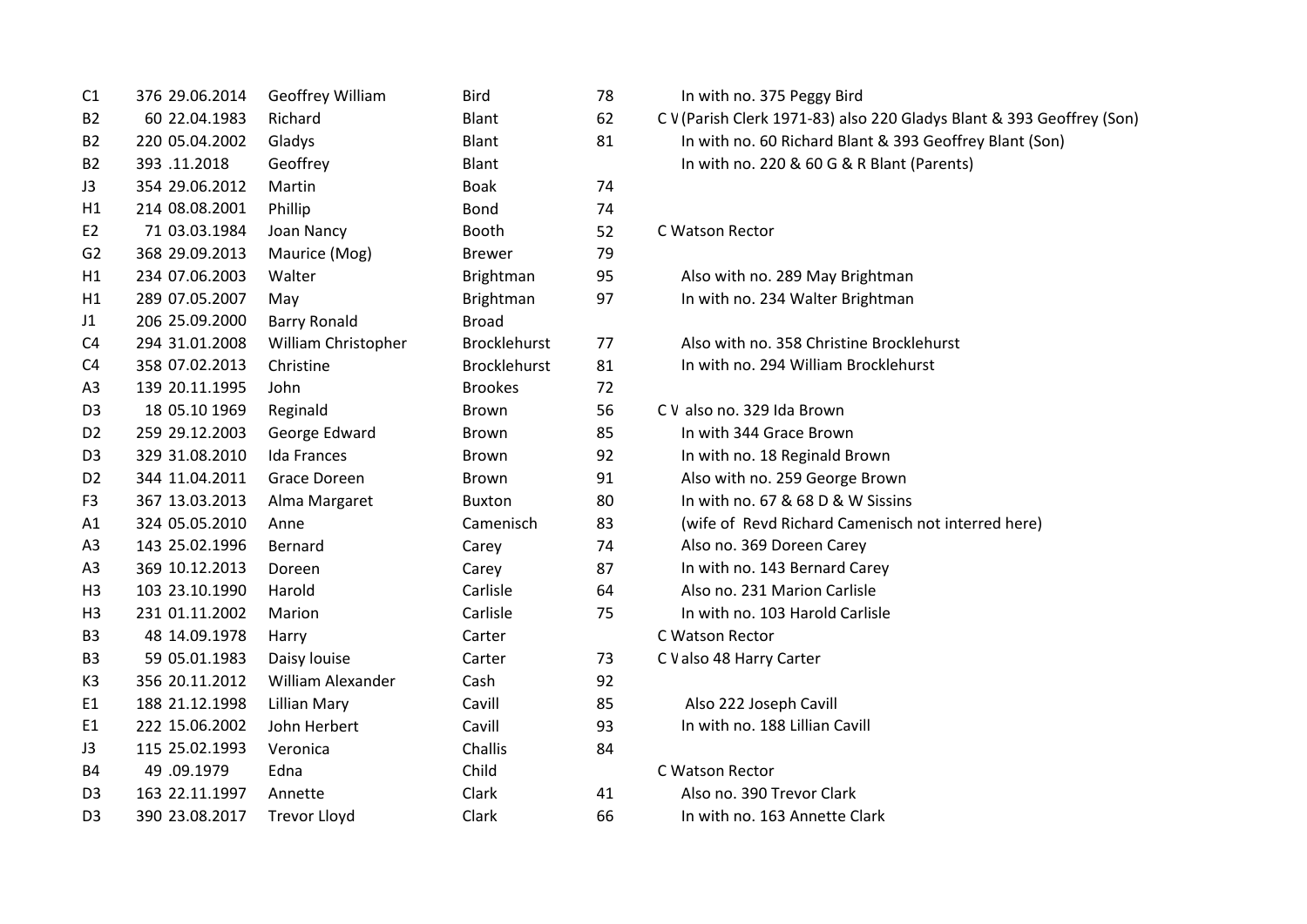| | | | | | |
|---|---|---|---|---|---|
| C1 | 376 29.06.2014 | Geoffrey William | Bird | 78 | In with no. 375 Peggy Bird |
| B2 | 60 22.04.1983 | Richard | Blant | 62 | C V (Parish Clerk 1971-83) also 220 Gladys Blant & 393 Geoffrey (Son) |
| B2 | 220 05.04.2002 | Gladys | Blant | 81 | In with no. 60 Richard Blant & 393 Geoffrey Blant (Son) |
| B2 | 393 .11.2018 | Geoffrey | Blant | | In with no. 220 & 60 G & R Blant (Parents) |
| J3 | 354 29.06.2012 | Martin | Boak | 74 | |
| H1 | 214 08.08.2001 | Phillip | Bond | 74 | |
| E2 | 71 03.03.1984 | Joan Nancy | Booth | 52 | C Watson Rector |
| G2 | 368 29.09.2013 | Maurice (Mog) | Brewer | 79 | |
| H1 | 234 07.06.2003 | Walter | Brightman | 95 | Also with no. 289 May Brightman |
| H1 | 289 07.05.2007 | May | Brightman | 97 | In with no. 234 Walter Brightman |
| J1 | 206 25.09.2000 | Barry Ronald | Broad | | |
| C4 | 294 31.01.2008 | William Christopher | Brocklehurst | 77 | Also with no. 358 Christine Brocklehurst |
| C4 | 358 07.02.2013 | Christine | Brocklehurst | 81 | In with no. 294 William Brocklehurst |
| A3 | 139 20.11.1995 | John | Brookes | 72 | |
| D3 | 18 05.10 1969 | Reginald | Brown | 56 | C V also no. 329 Ida Brown |
| D2 | 259 29.12.2003 | George Edward | Brown | 85 | In with 344 Grace Brown |
| D3 | 329 31.08.2010 | Ida Frances | Brown | 92 | In with no. 18 Reginald Brown |
| D2 | 344 11.04.2011 | Grace Doreen | Brown | 91 | Also with no. 259 George Brown |
| F3 | 367 13.03.2013 | Alma Margaret | Buxton | 80 | In with no. 67 & 68 D & W Sissins |
| A1 | 324 05.05.2010 | Anne | Camenisch | 83 | (wife of Revd Richard Camenisch not interred here) |
| A3 | 143 25.02.1996 | Bernard | Carey | 74 | Also no. 369 Doreen Carey |
| A3 | 369 10.12.2013 | Doreen | Carey | 87 | In with no. 143 Bernard Carey |
| H3 | 103 23.10.1990 | Harold | Carlisle | 64 | Also no. 231 Marion Carlisle |
| H3 | 231 01.11.2002 | Marion | Carlisle | 75 | In with no. 103 Harold Carlisle |
| B3 | 48 14.09.1978 | Harry | Carter | | C Watson Rector |
| B3 | 59 05.01.1983 | Daisy louise | Carter | 73 | C V also 48 Harry Carter |
| K3 | 356 20.11.2012 | William Alexander | Cash | 92 | |
| E1 | 188 21.12.1998 | Lillian Mary | Cavill | 85 | Also 222 Joseph Cavill |
| E1 | 222 15.06.2002 | John Herbert | Cavill | 93 | In with no. 188 Lillian Cavill |
| J3 | 115 25.02.1993 | Veronica | Challis | 84 | |
| B4 | 49 .09.1979 | Edna | Child | | C Watson Rector |
| D3 | 163 22.11.1997 | Annette | Clark | 41 | Also no. 390 Trevor Clark |
| D3 | 390 23.08.2017 | Trevor Lloyd | Clark | 66 | In with no. 163 Annette Clark |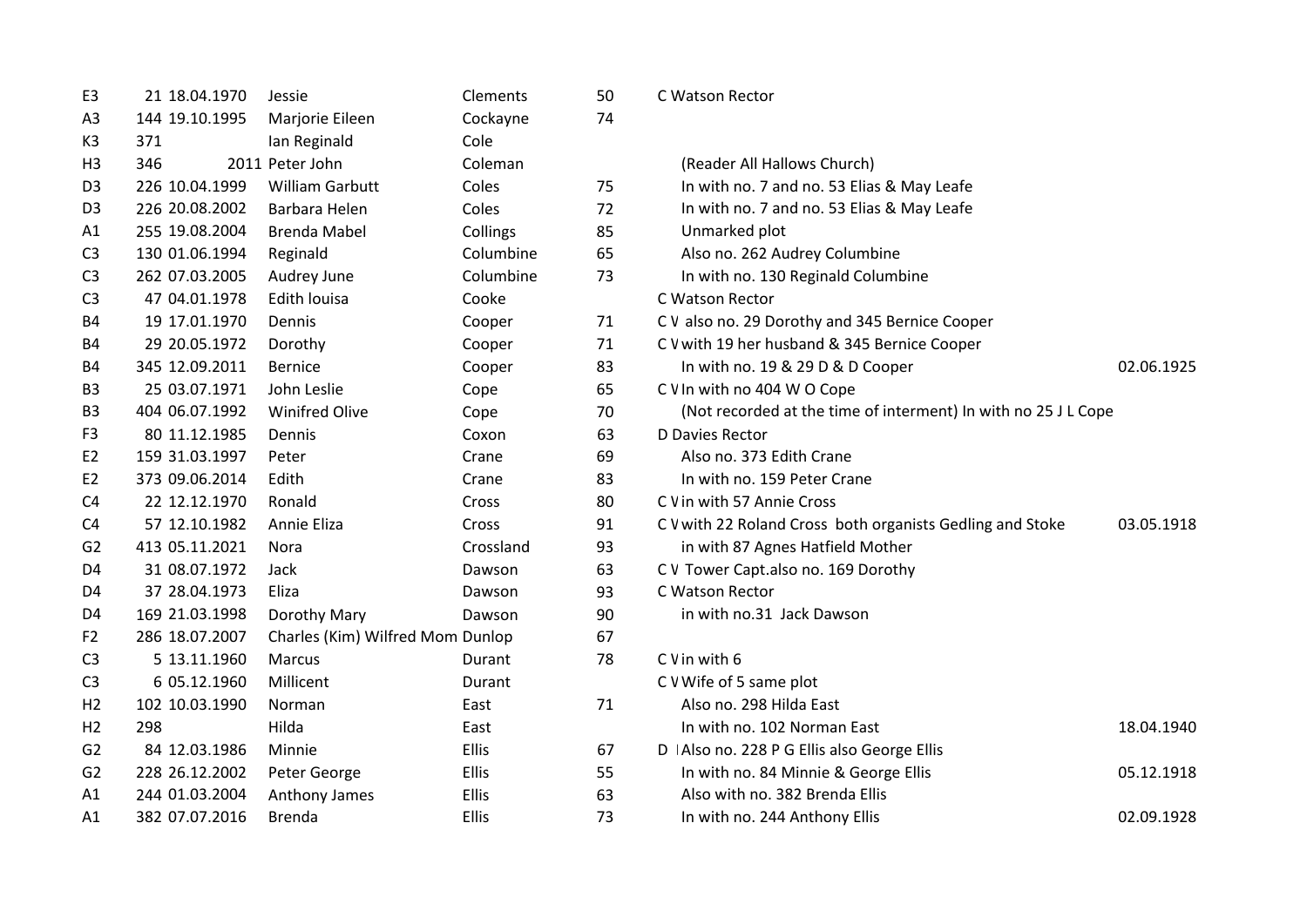| | | | | | | | |
|---|---|---|---|---|---|---|---|
| E3 | 21 | 18.04.1970 | Jessie | Clements | 50 | C Watson Rector | |
| A3 | 144 | 19.10.1995 | Marjorie Eileen | Cockayne | 74 | | |
| K3 | 371 | | Ian Reginald | Cole | | | |
| H3 | 346 | 2011 | Peter John | Coleman | | (Reader All Hallows Church) | |
| D3 | 226 | 10.04.1999 | William Garbutt | Coles | 75 | In with no. 7 and no. 53 Elias & May Leafe | |
| D3 | 226 | 20.08.2002 | Barbara Helen | Coles | 72 | In with no. 7 and no. 53 Elias & May Leafe | |
| A1 | 255 | 19.08.2004 | Brenda Mabel | Collings | 85 | Unmarked plot | |
| C3 | 130 | 01.06.1994 | Reginald | Columbine | 65 | Also no. 262 Audrey Columbine | |
| C3 | 262 | 07.03.2005 | Audrey June | Columbine | 73 | In with no. 130 Reginald Columbine | |
| C3 | 47 | 04.01.1978 | Edith louisa | Cooke | | C Watson Rector | |
| B4 | 19 | 17.01.1970 | Dennis | Cooper | 71 | C V also no. 29 Dorothy and 345 Bernice Cooper | |
| B4 | 29 | 20.05.1972 | Dorothy | Cooper | 71 | C V with 19 her husband & 345 Bernice Cooper | |
| B4 | 345 | 12.09.2011 | Bernice | Cooper | 83 | In with no. 19 & 29 D & D Cooper | 02.06.1925 |
| B3 | 25 | 03.07.1971 | John Leslie | Cope | 65 | C V In with no 404 W O Cope | |
| B3 | 404 | 06.07.1992 | Winifred Olive | Cope | 70 | (Not recorded at the time of interment) In with no 25 J L Cope | |
| F3 | 80 | 11.12.1985 | Dennis | Coxon | 63 | D Davies Rector | |
| E2 | 159 | 31.03.1997 | Peter | Crane | 69 | Also no. 373 Edith Crane | |
| E2 | 373 | 09.06.2014 | Edith | Crane | 83 | In with no. 159 Peter Crane | |
| C4 | 22 | 12.12.1970 | Ronald | Cross | 80 | C V in with 57 Annie Cross | |
| C4 | 57 | 12.10.1982 | Annie Eliza | Cross | 91 | C V with 22 Roland Cross both organists Gedling and Stoke | 03.05.1918 |
| G2 | 413 | 05.11.2021 | Nora | Crossland | 93 | in with 87 Agnes Hatfield Mother | |
| D4 | 31 | 08.07.1972 | Jack | Dawson | 63 | C V Tower Capt.also no. 169 Dorothy | |
| D4 | 37 | 28.04.1973 | Eliza | Dawson | 93 | C Watson Rector | |
| D4 | 169 | 21.03.1998 | Dorothy Mary | Dawson | 90 | in with no.31 Jack Dawson | |
| F2 | 286 | 18.07.2007 | Charles (Kim) Wilfred Mom | Dunlop | 67 | | |
| C3 | 5 | 13.11.1960 | Marcus | Durant | 78 | C V in with 6 | |
| C3 | 6 | 05.12.1960 | Millicent | Durant | | C V Wife of 5 same plot | |
| H2 | 102 | 10.03.1990 | Norman | East | 71 | Also no. 298 Hilda East | |
| H2 | 298 | | Hilda | East | | In with no. 102 Norman East | 18.04.1940 |
| G2 | 84 | 12.03.1986 | Minnie | Ellis | 67 | D I Also no. 228 P G Ellis also George Ellis | |
| G2 | 228 | 26.12.2002 | Peter George | Ellis | 55 | In with no. 84 Minnie & George Ellis | 05.12.1918 |
| A1 | 244 | 01.03.2004 | Anthony James | Ellis | 63 | Also with no. 382 Brenda Ellis | |
| A1 | 382 | 07.07.2016 | Brenda | Ellis | 73 | In with no. 244 Anthony Ellis | 02.09.1928 |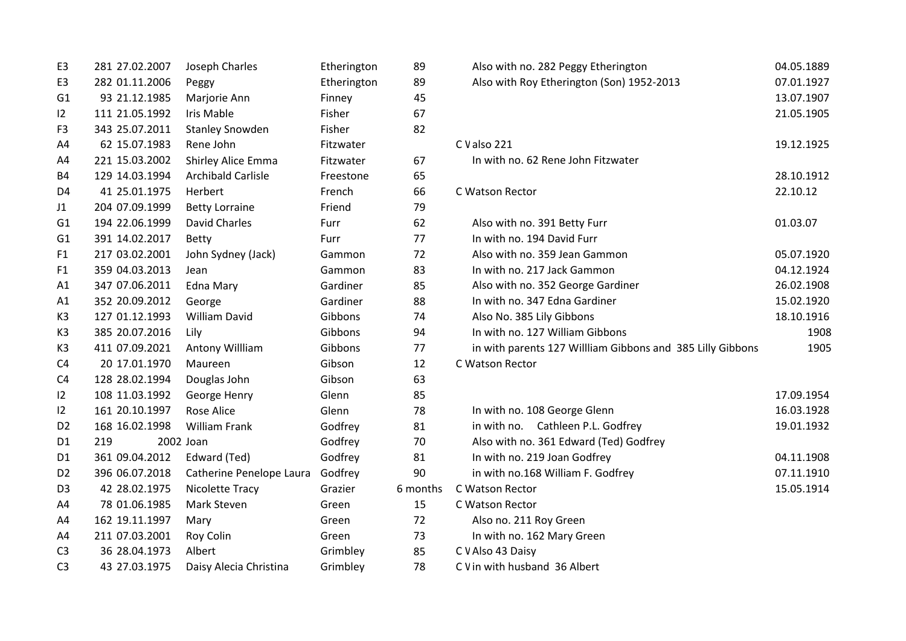| | | | | | | | |
|---|---|---|---|---|---|---|---|
| E3 | 281 | 27.02.2007 | Joseph Charles | Etherington | 89 | Also with no. 282 Peggy Etherington | 04.05.1889 |
| E3 | 282 | 01.11.2006 | Peggy | Etherington | 89 | Also with Roy Etherington (Son) 1952-2013 | 07.01.1927 |
| G1 | 93 | 21.12.1985 | Marjorie Ann | Finney | 45 | | 13.07.1907 |
| I2 | 111 | 21.05.1992 | Iris Mable | Fisher | 67 | | 21.05.1905 |
| F3 | 343 | 25.07.2011 | Stanley Snowden | Fisher | 82 | | |
| A4 | 62 | 15.07.1983 | Rene John | Fitzwater | | C V also 221 | 19.12.1925 |
| A4 | 221 | 15.03.2002 | Shirley Alice Emma | Fitzwater | 67 | In with no. 62 Rene John Fitzwater | |
| B4 | 129 | 14.03.1994 | Archibald Carlisle | Freestone | 65 | | 28.10.1912 |
| D4 | 41 | 25.01.1975 | Herbert | French | 66 | C Watson Rector | 22.10.12 |
| J1 | 204 | 07.09.1999 | Betty Lorraine | Friend | 79 | | |
| G1 | 194 | 22.06.1999 | David Charles | Furr | 62 | Also with no. 391 Betty Furr | 01.03.07 |
| G1 | 391 | 14.02.2017 | Betty | Furr | 77 | In with no. 194 David Furr | |
| F1 | 217 | 03.02.2001 | John Sydney (Jack) | Gammon | 72 | Also with no. 359 Jean Gammon | 05.07.1920 |
| F1 | 359 | 04.03.2013 | Jean | Gammon | 83 | In with no. 217 Jack Gammon | 04.12.1924 |
| A1 | 347 | 07.06.2011 | Edna Mary | Gardiner | 85 | Also with no. 352 George Gardiner | 26.02.1908 |
| A1 | 352 | 20.09.2012 | George | Gardiner | 88 | In with no. 347 Edna Gardiner | 15.02.1920 |
| K3 | 127 | 01.12.1993 | William David | Gibbons | 74 | Also No. 385 Lily Gibbons | 18.10.1916 |
| K3 | 385 | 20.07.2016 | Lily | Gibbons | 94 | In with no. 127 William Gibbons | 1908 |
| K3 | 411 | 07.09.2021 | Antony Willliam | Gibbons | 77 | in with parents 127 Willliam Gibbons and 385 Lilly Gibbons | 1905 |
| C4 | 20 | 17.01.1970 | Maureen | Gibson | 12 | C Watson Rector | |
| C4 | 128 | 28.02.1994 | Douglas John | Gibson | 63 | | |
| I2 | 108 | 11.03.1992 | George Henry | Glenn | 85 | | 17.09.1954 |
| I2 | 161 | 20.10.1997 | Rose Alice | Glenn | 78 | In with no. 108 George Glenn | 16.03.1928 |
| D2 | 168 | 16.02.1998 | William Frank | Godfrey | 81 | in with no. Cathleen P.L. Godfrey | 19.01.1932 |
| D1 | 219 | 2002 | Joan | Godfrey | 70 | Also with no. 361 Edward (Ted) Godfrey | |
| D1 | 361 | 09.04.2012 | Edward (Ted) | Godfrey | 81 | In with no. 219 Joan Godfrey | 04.11.1908 |
| D2 | 396 | 06.07.2018 | Catherine Penelope Laura | Godfrey | 90 | in with no.168 William F. Godfrey | 07.11.1910 |
| D3 | 42 | 28.02.1975 | Nicolette Tracy | Grazier | 6 months | C Watson Rector | 15.05.1914 |
| A4 | 78 | 01.06.1985 | Mark Steven | Green | 15 | C Watson Rector | |
| A4 | 162 | 19.11.1997 | Mary | Green | 72 | Also no. 211 Roy Green | |
| A4 | 211 | 07.03.2001 | Roy Colin | Green | 73 | In with no. 162 Mary Green | |
| C3 | 36 | 28.04.1973 | Albert | Grimbley | 85 | C V Also 43 Daisy | |
| C3 | 43 | 27.03.1975 | Daisy Alecia Christina | Grimbley | 78 | C V in with husband 36 Albert | |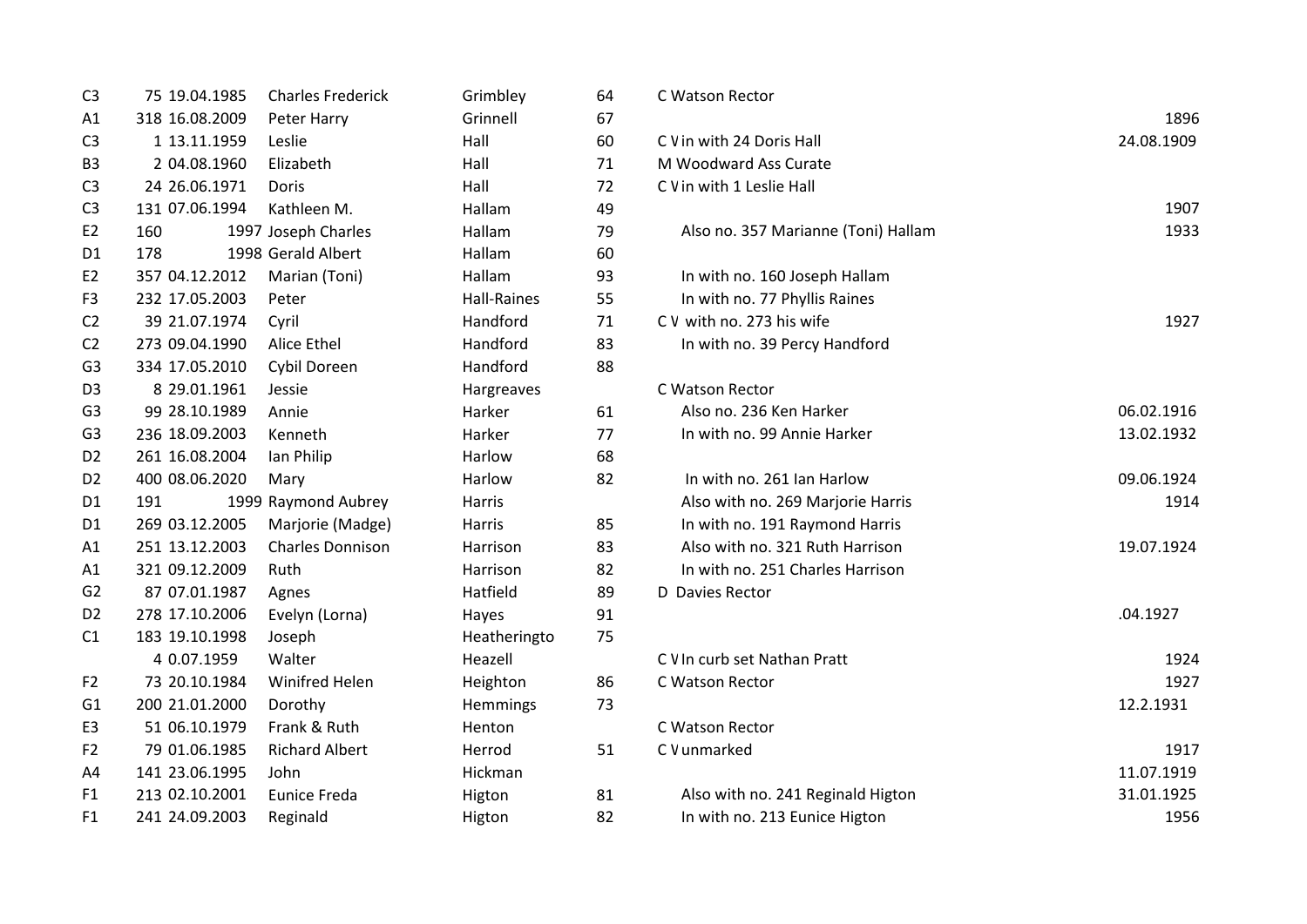| | | | | | | | |
|---|---|---|---|---|---|---|---|
| C3 | 75 | 19.04.1985 | Charles Frederick | Grimbley | 64 | C Watson Rector | |
| A1 | 318 | 16.08.2009 | Peter Harry | Grinnell | 67 | | 1896 |
| C3 | 1 | 13.11.1959 | Leslie | Hall | 60 | C V in with 24 Doris Hall | 24.08.1909 |
| B3 | 2 | 04.08.1960 | Elizabeth | Hall | 71 | M Woodward Ass Curate | |
| C3 | 24 | 26.06.1971 | Doris | Hall | 72 | C V in with 1 Leslie Hall | |
| C3 | 131 | 07.06.1994 | Kathleen M. | Hallam | 49 | | 1907 |
| E2 | 160 | 1997 | Joseph Charles | Hallam | 79 | Also no. 357 Marianne (Toni) Hallam | 1933 |
| D1 | 178 | 1998 | Gerald Albert | Hallam | 60 | | |
| E2 | 357 | 04.12.2012 | Marian (Toni) | Hallam | 93 | In with no. 160 Joseph Hallam | |
| F3 | 232 | 17.05.2003 | Peter | Hall-Raines | 55 | In with no. 77 Phyllis Raines | |
| C2 | 39 | 21.07.1974 | Cyril | Handford | 71 | C V with no. 273 his wife | 1927 |
| C2 | 273 | 09.04.1990 | Alice Ethel | Handford | 83 | In with no. 39 Percy Handford | |
| G3 | 334 | 17.05.2010 | Cybil Doreen | Handford | 88 | | |
| D3 | 8 | 29.01.1961 | Jessie | Hargreaves | | C Watson Rector | |
| G3 | 99 | 28.10.1989 | Annie | Harker | 61 | Also no. 236 Ken Harker | 06.02.1916 |
| G3 | 236 | 18.09.2003 | Kenneth | Harker | 77 | In with no. 99 Annie Harker | 13.02.1932 |
| D2 | 261 | 16.08.2004 | Ian Philip | Harlow | 68 | | |
| D2 | 400 | 08.06.2020 | Mary | Harlow | 82 | In with no. 261 Ian Harlow | 09.06.1924 |
| D1 | 191 | 1999 | Raymond Aubrey | Harris | | Also with no. 269 Marjorie Harris | 1914 |
| D1 | 269 | 03.12.2005 | Marjorie (Madge) | Harris | 85 | In with no. 191 Raymond Harris | |
| A1 | 251 | 13.12.2003 | Charles Donnison | Harrison | 83 | Also with no. 321 Ruth Harrison | 19.07.1924 |
| A1 | 321 | 09.12.2009 | Ruth | Harrison | 82 | In with no. 251 Charles Harrison | |
| G2 | 87 | 07.01.1987 | Agnes | Hatfield | 89 | D Davies Rector | |
| D2 | 278 | 17.10.2006 | Evelyn (Lorna) | Hayes | 91 | | .04.1927 |
| C1 | 183 | 19.10.1998 | Joseph | Heatheringto | 75 | | |
| | 4 | 0.07.1959 | Walter | Heazell | | C V In curb set Nathan Pratt | 1924 |
| F2 | 73 | 20.10.1984 | Winifred Helen | Heighton | 86 | C Watson Rector | 1927 |
| G1 | 200 | 21.01.2000 | Dorothy | Hemmings | 73 | | 12.2.1931 |
| E3 | 51 | 06.10.1979 | Frank & Ruth | Henton | | C Watson Rector | |
| F2 | 79 | 01.06.1985 | Richard Albert | Herrod | 51 | C V unmarked | 1917 |
| A4 | 141 | 23.06.1995 | John | Hickman | | | 11.07.1919 |
| F1 | 213 | 02.10.2001 | Eunice Freda | Higton | 81 | Also with no. 241 Reginald Higton | 31.01.1925 |
| F1 | 241 | 24.09.2003 | Reginald | Higton | 82 | In with no. 213 Eunice Higton | 1956 |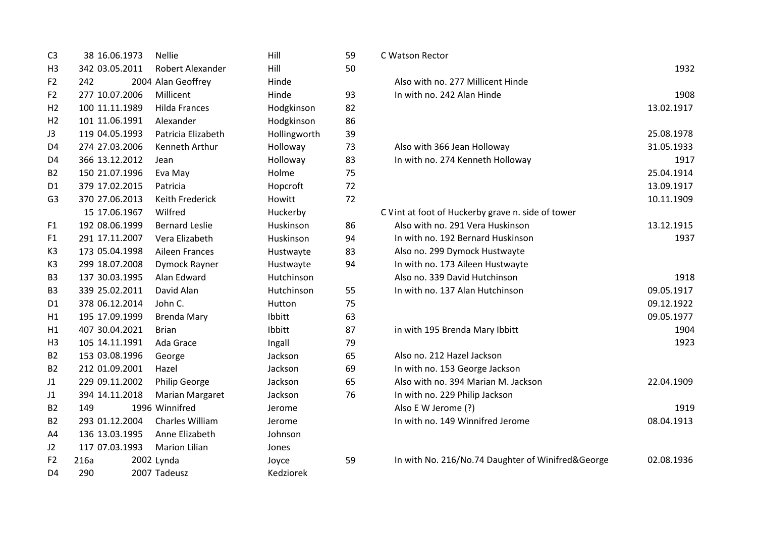| | | | | | | | |
|---|---|---|---|---|---|---|---|
| C3 | 38 | 16.06.1973 | Nellie | Hill | 59 | C Watson Rector | |
| H3 | 342 | 03.05.2011 | Robert Alexander | Hill | 50 | | 1932 |
| F2 | 242 | 2004 | Alan Geoffrey | Hinde | | Also with no. 277 Millicent Hinde | |
| F2 | 277 | 10.07.2006 | Millicent | Hinde | 93 | In with no. 242 Alan Hinde | 1908 |
| H2 | 100 | 11.11.1989 | Hilda Frances | Hodgkinson | 82 | | 13.02.1917 |
| H2 | 101 | 11.06.1991 | Alexander | Hodgkinson | 86 | | |
| J3 | 119 | 04.05.1993 | Patricia Elizabeth | Hollingworth | 39 | | 25.08.1978 |
| D4 | 274 | 27.03.2006 | Kenneth Arthur | Holloway | 73 | Also with 366 Jean Holloway | 31.05.1933 |
| D4 | 366 | 13.12.2012 | Jean | Holloway | 83 | In with no. 274 Kenneth Holloway | 1917 |
| B2 | 150 | 21.07.1996 | Eva May | Holme | 75 | | 25.04.1914 |
| D1 | 379 | 17.02.2015 | Patricia | Hopcroft | 72 | | 13.09.1917 |
| G3 | 370 | 27.06.2013 | Keith Frederick | Howitt | 72 | | 10.11.1909 |
| | 15 | 17.06.1967 | Wilfred | Huckerby | | C V int at foot of Huckerby grave n. side of tower | |
| F1 | 192 | 08.06.1999 | Bernard Leslie | Huskinson | 86 | Also with no. 291 Vera Huskinson | 13.12.1915 |
| F1 | 291 | 17.11.2007 | Vera Elizabeth | Huskinson | 94 | In with no. 192 Bernard Huskinson | 1937 |
| K3 | 173 | 05.04.1998 | Aileen Frances | Hustwayte | 83 | Also no. 299 Dymock Hustwayte | |
| K3 | 299 | 18.07.2008 | Dymock Rayner | Hustwayte | 94 | In with no. 173 Aileen Hustwayte | |
| B3 | 137 | 30.03.1995 | Alan Edward | Hutchinson | | Also no. 339 David Hutchinson | 1918 |
| B3 | 339 | 25.02.2011 | David Alan | Hutchinson | 55 | In with no. 137 Alan Hutchinson | 09.05.1917 |
| D1 | 378 | 06.12.2014 | John C. | Hutton | 75 | | 09.12.1922 |
| H1 | 195 | 17.09.1999 | Brenda Mary | Ibbitt | 63 | | 09.05.1977 |
| H1 | 407 | 30.04.2021 | Brian | Ibbitt | 87 | in with 195 Brenda Mary Ibbitt | 1904 |
| H3 | 105 | 14.11.1991 | Ada Grace | Ingall | 79 | | 1923 |
| B2 | 153 | 03.08.1996 | George | Jackson | 65 | Also no. 212 Hazel Jackson | |
| B2 | 212 | 01.09.2001 | Hazel | Jackson | 69 | In with no. 153 George Jackson | |
| J1 | 229 | 09.11.2002 | Philip George | Jackson | 65 | Also with no. 394 Marian M. Jackson | 22.04.1909 |
| J1 | 394 | 14.11.2018 | Marian Margaret | Jackson | 76 | In with no. 229 Philip Jackson | |
| B2 | 149 | 1996 | Winnifred | Jerome | | Also E W Jerome (?) | 1919 |
| B2 | 293 | 01.12.2004 | Charles William | Jerome | | In with no. 149 Winnifred Jerome | 08.04.1913 |
| A4 | 136 | 13.03.1995 | Anne Elizabeth | Johnson | | | |
| J2 | 117 | 07.03.1993 | Marion Lilian | Jones | | | |
| F2 | 216a | 2002 | Lynda | Joyce | 59 | In with No. 216/No.74 Daughter of Winifred&George | 02.08.1936 |
| D4 | 290 | 2007 | Tadeusz | Kedziorek | | | |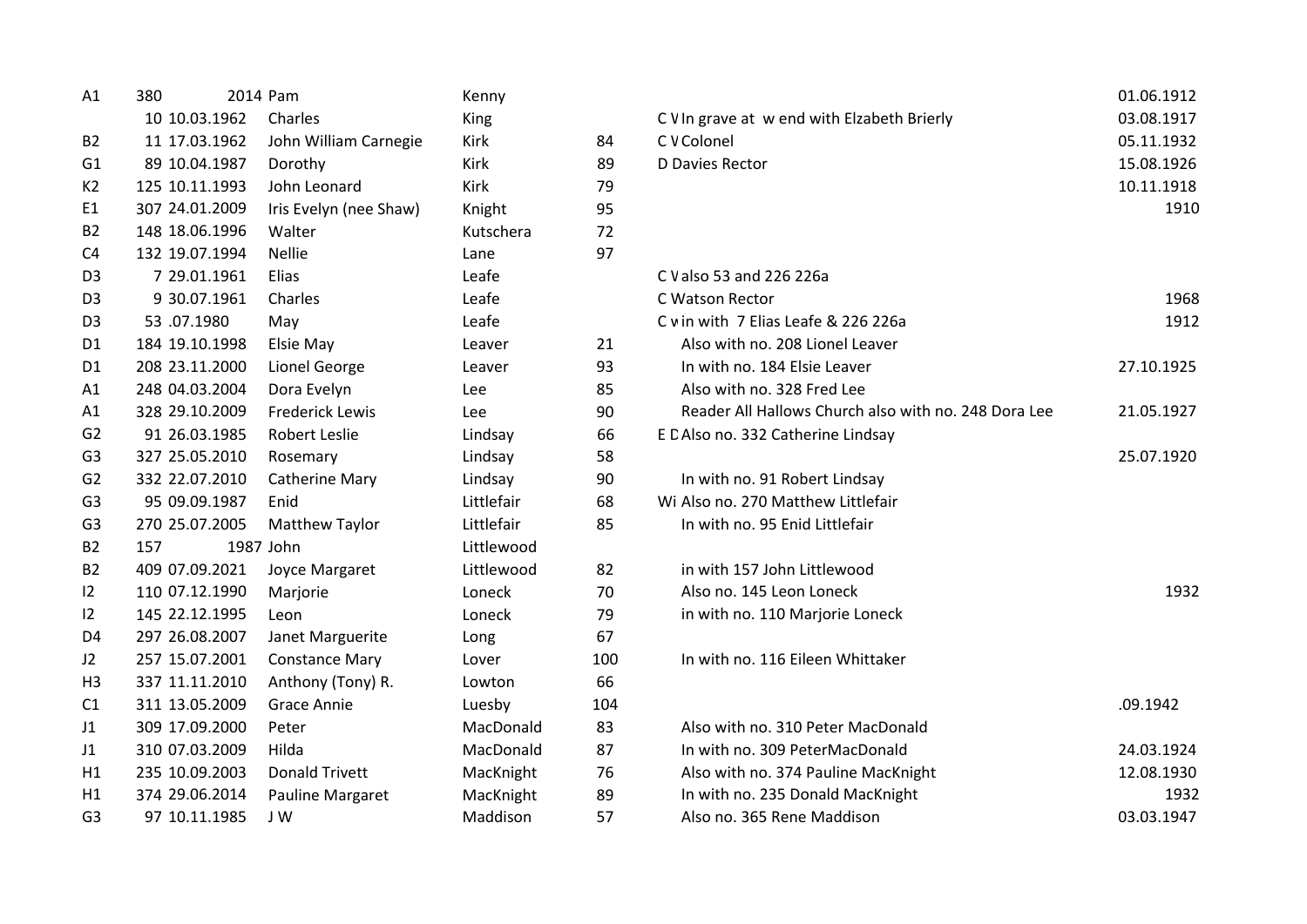| | | | | | | | |
|---|---|---|---|---|---|---|---|
| A1 | 380 | 2014 | Pam | Kenny | | | 01.06.1912 |
| | 10 | 10.03.1962 | Charles | King | | C V In grave at w end with Elzabeth Brierly | 03.08.1917 |
| B2 | 11 | 17.03.1962 | John William Carnegie | Kirk | 84 | C V Colonel | 05.11.1932 |
| G1 | 89 | 10.04.1987 | Dorothy | Kirk | 89 | D Davies Rector | 15.08.1926 |
| K2 | 125 | 10.11.1993 | John Leonard | Kirk | 79 | | 10.11.1918 |
| E1 | 307 | 24.01.2009 | Iris Evelyn (nee Shaw) | Knight | 95 | | 1910 |
| B2 | 148 | 18.06.1996 | Walter | Kutschera | 72 | | |
| C4 | 132 | 19.07.1994 | Nellie | Lane | 97 | | |
| D3 | 7 | 29.01.1961 | Elias | Leafe | | C V also 53 and 226 226a | |
| D3 | 9 | 30.07.1961 | Charles | Leafe | | C Watson Rector | 1968 |
| D3 | 53 | .07.1980 | May | Leafe | | C v in with 7 Elias Leafe & 226 226a | 1912 |
| D1 | 184 | 19.10.1998 | Elsie May | Leaver | 21 | Also with no. 208 Lionel Leaver | |
| D1 | 208 | 23.11.2000 | Lionel George | Leaver | 93 | In with no. 184 Elsie Leaver | 27.10.1925 |
| A1 | 248 | 04.03.2004 | Dora Evelyn | Lee | 85 | Also with no. 328 Fred Lee | |
| A1 | 328 | 29.10.2009 | Frederick Lewis | Lee | 90 | Reader All Hallows Church also with no. 248 Dora Lee | 21.05.1927 |
| G2 | 91 | 26.03.1985 | Robert Leslie | Lindsay | 66 | E D Also no. 332 Catherine Lindsay | |
| G3 | 327 | 25.05.2010 | Rosemary | Lindsay | 58 | | 25.07.1920 |
| G2 | 332 | 22.07.2010 | Catherine Mary | Lindsay | 90 | In with no. 91 Robert Lindsay | |
| G3 | 95 | 09.09.1987 | Enid | Littlefair | 68 | Wi Also no. 270 Matthew Littlefair | |
| G3 | 270 | 25.07.2005 | Matthew Taylor | Littlefair | 85 | In with no. 95 Enid Littlefair | |
| B2 | 157 | 1987 | John | Littlewood | | | |
| B2 | 409 | 07.09.2021 | Joyce Margaret | Littlewood | 82 | in with 157 John Littlewood | |
| I2 | 110 | 07.12.1990 | Marjorie | Loneck | 70 | Also no. 145 Leon Loneck | 1932 |
| I2 | 145 | 22.12.1995 | Leon | Loneck | 79 | in with no. 110 Marjorie Loneck | |
| D4 | 297 | 26.08.2007 | Janet Marguerite | Long | 67 | | |
| J2 | 257 | 15.07.2001 | Constance Mary | Lover | 100 | In with no. 116 Eileen Whittaker | |
| H3 | 337 | 11.11.2010 | Anthony (Tony) R. | Lowton | 66 | | |
| C1 | 311 | 13.05.2009 | Grace Annie | Luesby | 104 | | .09.1942 |
| J1 | 309 | 17.09.2000 | Peter | MacDonald | 83 | Also with no. 310 Peter MacDonald | |
| J1 | 310 | 07.03.2009 | Hilda | MacDonald | 87 | In with no. 309 PeterMacDonald | 24.03.1924 |
| H1 | 235 | 10.09.2003 | Donald Trivett | MacKnight | 76 | Also with no. 374 Pauline MacKnight | 12.08.1930 |
| H1 | 374 | 29.06.2014 | Pauline Margaret | MacKnight | 89 | In with no. 235 Donald MacKnight | 1932 |
| G3 | 97 | 10.11.1985 | J W | Maddison | 57 | Also no. 365 Rene Maddison | 03.03.1947 |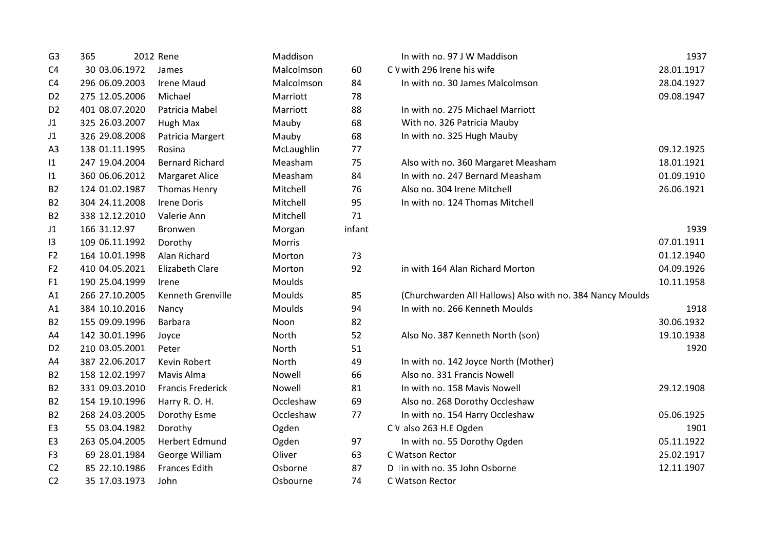| | | | | | | | |
|---|---|---|---|---|---|---|---|
| G3 | 365 | 2012 | Rene | Maddison | | In with no. 97 J W Maddison | 1937 |
| C4 | 30 | 03.06.1972 | James | Malcolmson | 60 | C V with 296 Irene his wife | 28.01.1917 |
| C4 | 296 | 06.09.2003 | Irene Maud | Malcolmson | 84 | In with no. 30 James Malcolmson | 28.04.1927 |
| D2 | 275 | 12.05.2006 | Michael | Marriott | 78 | | 09.08.1947 |
| D2 | 401 | 08.07.2020 | Patricia Mabel | Marriott | 88 | In with no. 275 Michael Marriott | |
| J1 | 325 | 26.03.2007 | Hugh Max | Mauby | 68 | With no. 326 Patricia Mauby | |
| J1 | 326 | 29.08.2008 | Patricia Margert | Mauby | 68 | In with no. 325 Hugh Mauby | |
| A3 | 138 | 01.11.1995 | Rosina | McLaughlin | 77 | | 09.12.1925 |
| I1 | 247 | 19.04.2004 | Bernard Richard | Measham | 75 | Also with no. 360 Margaret Measham | 18.01.1921 |
| I1 | 360 | 06.06.2012 | Margaret Alice | Measham | 84 | In with no. 247 Bernard Measham | 01.09.1910 |
| B2 | 124 | 01.02.1987 | Thomas Henry | Mitchell | 76 | Also no. 304 Irene Mitchell | 26.06.1921 |
| B2 | 304 | 24.11.2008 | Irene Doris | Mitchell | 95 | In with no. 124 Thomas Mitchell | |
| B2 | 338 | 12.12.2010 | Valerie Ann | Mitchell | 71 | | |
| J1 | 166 | 31.12.97 | Bronwen | Morgan | infant | | 1939 |
| I3 | 109 | 06.11.1992 | Dorothy | Morris | | | 07.01.1911 |
| F2 | 164 | 10.01.1998 | Alan Richard | Morton | 73 | | 01.12.1940 |
| F2 | 410 | 04.05.2021 | Elizabeth Clare | Morton | 92 | in with 164 Alan Richard Morton | 04.09.1926 |
| F1 | 190 | 25.04.1999 | Irene | Moulds | | | 10.11.1958 |
| A1 | 266 | 27.10.2005 | Kenneth Grenville | Moulds | 85 | (Churchwarden All Hallows) Also with no. 384 Nancy Moulds | |
| A1 | 384 | 10.10.2016 | Nancy | Moulds | 94 | In with no. 266 Kenneth Moulds | 1918 |
| B2 | 155 | 09.09.1996 | Barbara | Noon | 82 | | 30.06.1932 |
| A4 | 142 | 30.01.1996 | Joyce | North | 52 | Also No. 387 Kenneth North (son) | 19.10.1938 |
| D2 | 210 | 03.05.2001 | Peter | North | 51 | | 1920 |
| A4 | 387 | 22.06.2017 | Kevin Robert | North | 49 | In with no. 142 Joyce North (Mother) | |
| B2 | 158 | 12.02.1997 | Mavis Alma | Nowell | 66 | Also no. 331 Francis Nowell | |
| B2 | 331 | 09.03.2010 | Francis Frederick | Nowell | 81 | In with no. 158 Mavis Nowell | 29.12.1908 |
| B2 | 154 | 19.10.1996 | Harry R. O. H. | Occleshaw | 69 | Also no. 268 Dorothy Occleshaw | |
| B2 | 268 | 24.03.2005 | Dorothy Esme | Occleshaw | 77 | In with no. 154 Harry Occleshaw | 05.06.1925 |
| E3 | 55 | 03.04.1982 | Dorothy | Ogden | | C V also 263 H.E Ogden | 1901 |
| E3 | 263 | 05.04.2005 | Herbert Edmund | Ogden | 97 | In with no. 55 Dorothy Ogden | 05.11.1922 |
| F3 | 69 | 28.01.1984 | George William | Oliver | 63 | C Watson Rector | 25.02.1917 |
| C2 | 85 | 22.10.1986 | Frances Edith | Osborne | 87 | D I in with no. 35 John Osborne | 12.11.1907 |
| C2 | 35 | 17.03.1973 | John | Osbourne | 74 | C Watson Rector | |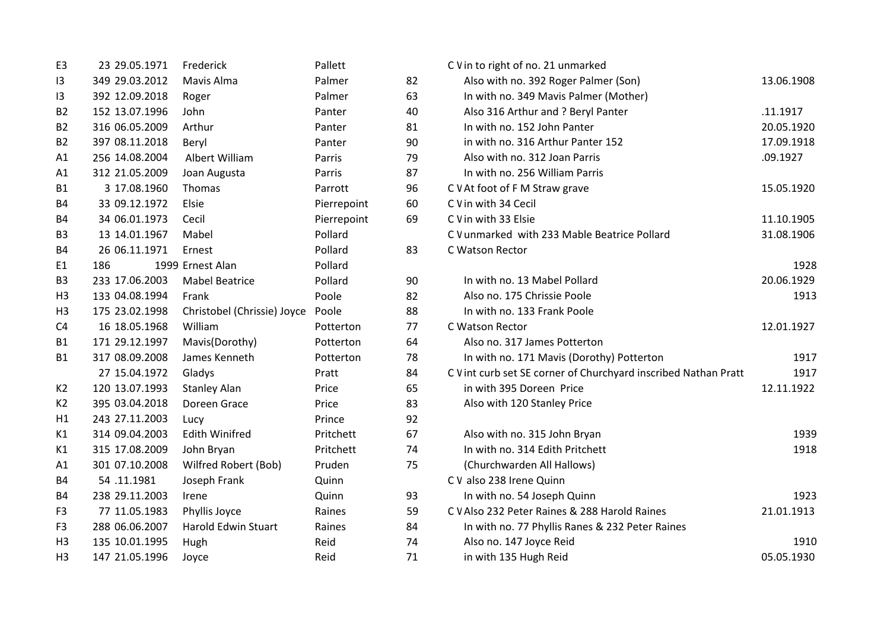| | | | | | | | |
|---|---|---|---|---|---|---|---|
| E3 | 23 | 29.05.1971 | Frederick | Pallett | | C V in to right of no. 21 unmarked | |
| I3 | 349 | 29.03.2012 | Mavis Alma | Palmer | 82 | Also with no. 392 Roger Palmer (Son) | 13.06.1908 |
| I3 | 392 | 12.09.2018 | Roger | Palmer | 63 | In with no. 349 Mavis Palmer (Mother) | |
| B2 | 152 | 13.07.1996 | John | Panter | 40 | Also 316 Arthur and ? Beryl Panter | .11.1917 |
| B2 | 316 | 06.05.2009 | Arthur | Panter | 81 | In with no. 152 John Panter | 20.05.1920 |
| B2 | 397 | 08.11.2018 | Beryl | Panter | 90 | in with no. 316 Arthur Panter 152 | 17.09.1918 |
| A1 | 256 | 14.08.2004 | Albert William | Parris | 79 | Also with no. 312 Joan Parris | .09.1927 |
| A1 | 312 | 21.05.2009 | Joan Augusta | Parris | 87 | In with no. 256 William Parris | |
| B1 | 3 | 17.08.1960 | Thomas | Parrott | 96 | C V At foot of F M Straw grave | 15.05.1920 |
| B4 | 33 | 09.12.1972 | Elsie | Pierrepoint | 60 | C V in with 34 Cecil | |
| B4 | 34 | 06.01.1973 | Cecil | Pierrepoint | 69 | C V in with 33 Elsie | 11.10.1905 |
| B3 | 13 | 14.01.1967 | Mabel | Pollard | | C V unmarked with 233 Mable Beatrice Pollard | 31.08.1906 |
| B4 | 26 | 06.11.1971 | Ernest | Pollard | 83 | C Watson Rector | |
| E1 | 186 | 1999 | Ernest Alan | Pollard | | | 1928 |
| B3 | 233 | 17.06.2003 | Mabel Beatrice | Pollard | 90 | In with no. 13 Mabel Pollard | 20.06.1929 |
| H3 | 133 | 04.08.1994 | Frank | Poole | 82 | Also no. 175 Chrissie Poole | 1913 |
| H3 | 175 | 23.02.1998 | Christobel (Chrissie) Joyce | Poole | 88 | In with no. 133 Frank Poole | |
| C4 | 16 | 18.05.1968 | William | Potterton | 77 | C Watson Rector | 12.01.1927 |
| B1 | 171 | 29.12.1997 | Mavis(Dorothy) | Potterton | 64 | Also no. 317 James Potterton | |
| B1 | 317 | 08.09.2008 | James Kenneth | Potterton | 78 | In with no. 171 Mavis (Dorothy) Potterton | 1917 |
| | 27 | 15.04.1972 | Gladys | Pratt | 84 | C V int curb set SE corner of Churchyard inscribed Nathan Pratt | 1917 |
| K2 | 120 | 13.07.1993 | Stanley Alan | Price | 65 | in with 395 Doreen Price | 12.11.1922 |
| K2 | 395 | 03.04.2018 | Doreen Grace | Price | 83 | Also with 120 Stanley Price | |
| H1 | 243 | 27.11.2003 | Lucy | Prince | 92 | | |
| K1 | 314 | 09.04.2003 | Edith Winifred | Pritchett | 67 | Also with no. 315 John Bryan | 1939 |
| K1 | 315 | 17.08.2009 | John Bryan | Pritchett | 74 | In with no. 314 Edith Pritchett | 1918 |
| A1 | 301 | 07.10.2008 | Wilfred Robert (Bob) | Pruden | 75 | (Churchwarden All Hallows) | |
| B4 | 54 | .11.1981 | Joseph Frank | Quinn | | C V also 238 Irene Quinn | |
| B4 | 238 | 29.11.2003 | Irene | Quinn | 93 | In with no. 54 Joseph Quinn | 1923 |
| F3 | 77 | 11.05.1983 | Phyllis Joyce | Raines | 59 | C V Also 232 Peter Raines & 288 Harold Raines | 21.01.1913 |
| F3 | 288 | 06.06.2007 | Harold Edwin Stuart | Raines | 84 | In with no. 77 Phyllis Ranes & 232 Peter Raines | |
| H3 | 135 | 10.01.1995 | Hugh | Reid | 74 | Also no. 147 Joyce Reid | 1910 |
| H3 | 147 | 21.05.1996 | Joyce | Reid | 71 | in with 135 Hugh Reid | 05.05.1930 |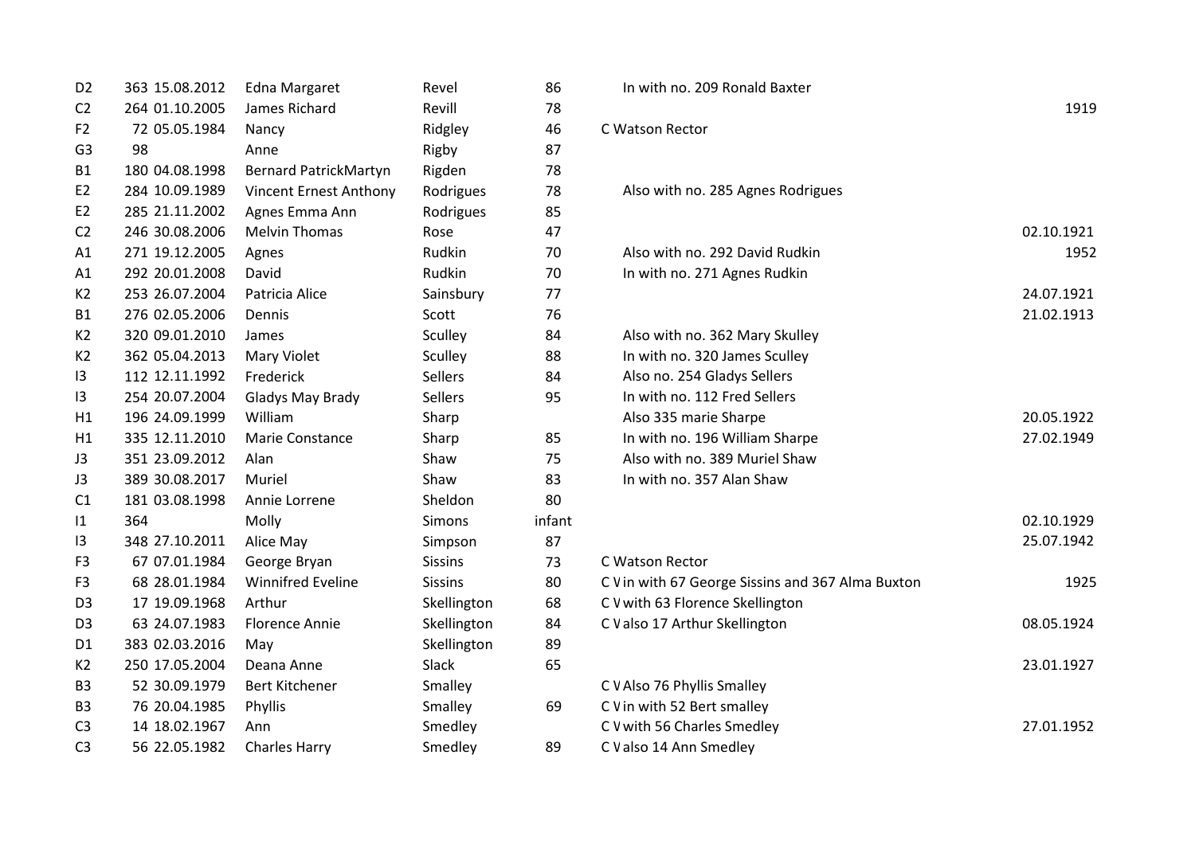| | | | | | | | |
|---|---|---|---|---|---|---|---|
| D2 | 363 | 15.08.2012 | Edna Margaret | Revel | 86 | In with no. 209 Ronald Baxter | |
| C2 | 264 | 01.10.2005 | James Richard | Revill | 78 | | 1919 |
| F2 | 72 | 05.05.1984 | Nancy | Ridgley | 46 | C Watson Rector | |
| G3 | 98 | | Anne | Rigby | 87 | | |
| B1 | 180 | 04.08.1998 | Bernard PatrickMartyn | Rigden | 78 | | |
| E2 | 284 | 10.09.1989 | Vincent Ernest Anthony | Rodrigues | 78 | Also with no. 285 Agnes Rodrigues | |
| E2 | 285 | 21.11.2002 | Agnes Emma Ann | Rodrigues | 85 | | |
| C2 | 246 | 30.08.2006 | Melvin Thomas | Rose | 47 | | 02.10.1921 |
| A1 | 271 | 19.12.2005 | Agnes | Rudkin | 70 | Also with no. 292 David Rudkin | 1952 |
| A1 | 292 | 20.01.2008 | David | Rudkin | 70 | In with no. 271 Agnes Rudkin | |
| K2 | 253 | 26.07.2004 | Patricia Alice | Sainsbury | 77 | | 24.07.1921 |
| B1 | 276 | 02.05.2006 | Dennis | Scott | 76 | | 21.02.1913 |
| K2 | 320 | 09.01.2010 | James | Sculley | 84 | Also with no. 362 Mary Skulley | |
| K2 | 362 | 05.04.2013 | Mary Violet | Sculley | 88 | In with no. 320 James Sculley | |
| I3 | 112 | 12.11.1992 | Frederick | Sellers | 84 | Also no. 254 Gladys Sellers | |
| I3 | 254 | 20.07.2004 | Gladys May Brady | Sellers | 95 | In with no. 112 Fred Sellers | |
| H1 | 196 | 24.09.1999 | William | Sharp | | Also 335 marie Sharpe | 20.05.1922 |
| H1 | 335 | 12.11.2010 | Marie Constance | Sharp | 85 | In with no. 196 William Sharpe | 27.02.1949 |
| J3 | 351 | 23.09.2012 | Alan | Shaw | 75 | Also with no. 389 Muriel Shaw | |
| J3 | 389 | 30.08.2017 | Muriel | Shaw | 83 | In with no. 357 Alan Shaw | |
| C1 | 181 | 03.08.1998 | Annie Lorrene | Sheldon | 80 | | |
| I1 | 364 | | Molly | Simons | infant | | 02.10.1929 |
| I3 | 348 | 27.10.2011 | Alice May | Simpson | 87 | | 25.07.1942 |
| F3 | 67 | 07.01.1984 | George Bryan | Sissins | 73 | C Watson Rector | |
| F3 | 68 | 28.01.1984 | Winnifred Eveline | Sissins | 80 | C V in with 67 George Sissins and 367 Alma Buxton | 1925 |
| D3 | 17 | 19.09.1968 | Arthur | Skellington | 68 | C V with 63 Florence Skellington | |
| D3 | 63 | 24.07.1983 | Florence Annie | Skellington | 84 | C V also 17 Arthur Skellington | 08.05.1924 |
| D1 | 383 | 02.03.2016 | May | Skellington | 89 | | |
| K2 | 250 | 17.05.2004 | Deana Anne | Slack | 65 | | 23.01.1927 |
| B3 | 52 | 30.09.1979 | Bert Kitchener | Smalley | | C V Also 76 Phyllis Smalley | |
| B3 | 76 | 20.04.1985 | Phyllis | Smalley | 69 | C V in with 52 Bert smalley | |
| C3 | 14 | 18.02.1967 | Ann | Smedley | | C V with 56 Charles Smedley | 27.01.1952 |
| C3 | 56 | 22.05.1982 | Charles Harry | Smedley | 89 | C V also 14 Ann Smedley | |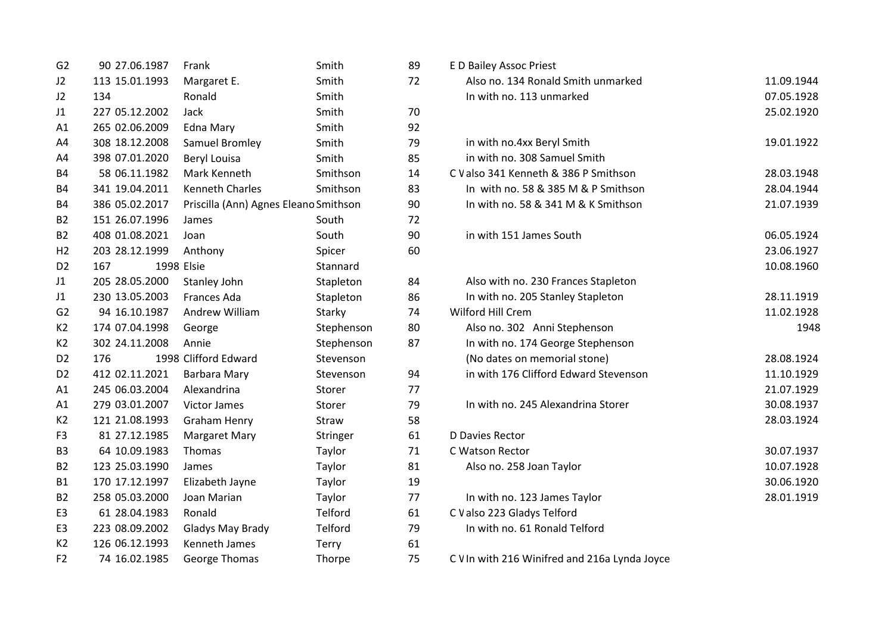| | | | | | | | |
|---|---|---|---|---|---|---|---|
| G2 | 90 | 27.06.1987 | Frank | Smith | 89 | E D Bailey Assoc Priest | |
| J2 | 113 | 15.01.1993 | Margaret E. | Smith | 72 | Also no. 134 Ronald Smith unmarked | 11.09.1944 |
| J2 | 134 | | Ronald | Smith | | In with no. 113 unmarked | 07.05.1928 |
| J1 | 227 | 05.12.2002 | Jack | Smith | 70 | | 25.02.1920 |
| A1 | 265 | 02.06.2009 | Edna Mary | Smith | 92 | | |
| A4 | 308 | 18.12.2008 | Samuel Bromley | Smith | 79 | in with no.4xx Beryl Smith | 19.01.1922 |
| A4 | 398 | 07.01.2020 | Beryl Louisa | Smith | 85 | in with no. 308 Samuel Smith | |
| B4 | 58 | 06.11.1982 | Mark Kenneth | Smithson | 14 | C V also 341 Kenneth & 386 P Smithson | 28.03.1948 |
| B4 | 341 | 19.04.2011 | Kenneth Charles | Smithson | 83 | In with no. 58 & 385 M & P Smithson | 28.04.1944 |
| B4 | 386 | 05.02.2017 | Priscilla (Ann) Agnes Eleano | Smithson | 90 | In with no. 58 & 341 M & K Smithson | 21.07.1939 |
| B2 | 151 | 26.07.1996 | James | South | 72 | | |
| B2 | 408 | 01.08.2021 | Joan | South | 90 | in with 151 James South | 06.05.1924 |
| H2 | 203 | 28.12.1999 | Anthony | Spicer | 60 | | 23.06.1927 |
| D2 | 167 | 1998 | Elsie | Stannard | | | 10.08.1960 |
| J1 | 205 | 28.05.2000 | Stanley John | Stapleton | 84 | Also with no. 230 Frances Stapleton | |
| J1 | 230 | 13.05.2003 | Frances Ada | Stapleton | 86 | In with no. 205 Stanley Stapleton | 28.11.1919 |
| G2 | 94 | 16.10.1987 | Andrew William | Starky | 74 | Wilford Hill Crem | 11.02.1928 |
| K2 | 174 | 07.04.1998 | George | Stephenson | 80 | Also no. 302 Anni Stephenson | 1948 |
| K2 | 302 | 24.11.2008 | Annie | Stephenson | 87 | In with no. 174 George Stephenson | |
| D2 | 176 | 1998 | Clifford Edward | Stevenson | | (No dates on memorial stone) | 28.08.1924 |
| D2 | 412 | 02.11.2021 | Barbara Mary | Stevenson | 94 | in with 176 Clifford Edward Stevenson | 11.10.1929 |
| A1 | 245 | 06.03.2004 | Alexandrina | Storer | 77 | | 21.07.1929 |
| A1 | 279 | 03.01.2007 | Victor James | Storer | 79 | In with no. 245 Alexandrina Storer | 30.08.1937 |
| K2 | 121 | 21.08.1993 | Graham Henry | Straw | 58 | | 28.03.1924 |
| F3 | 81 | 27.12.1985 | Margaret Mary | Stringer | 61 | D Davies Rector | |
| B3 | 64 | 10.09.1983 | Thomas | Taylor | 71 | C Watson Rector | 30.07.1937 |
| B2 | 123 | 25.03.1990 | James | Taylor | 81 | Also no. 258 Joan Taylor | 10.07.1928 |
| B1 | 170 | 17.12.1997 | Elizabeth Jayne | Taylor | 19 | | 30.06.1920 |
| B2 | 258 | 05.03.2000 | Joan Marian | Taylor | 77 | In with no. 123 James Taylor | 28.01.1919 |
| E3 | 61 | 28.04.1983 | Ronald | Telford | 61 | C V also 223 Gladys Telford | |
| E3 | 223 | 08.09.2002 | Gladys May Brady | Telford | 79 | In with no. 61 Ronald Telford | |
| K2 | 126 | 06.12.1993 | Kenneth James | Terry | 61 | | |
| F2 | 74 | 16.02.1985 | George Thomas | Thorpe | 75 | C V In with 216 Winifred and 216a Lynda Joyce | |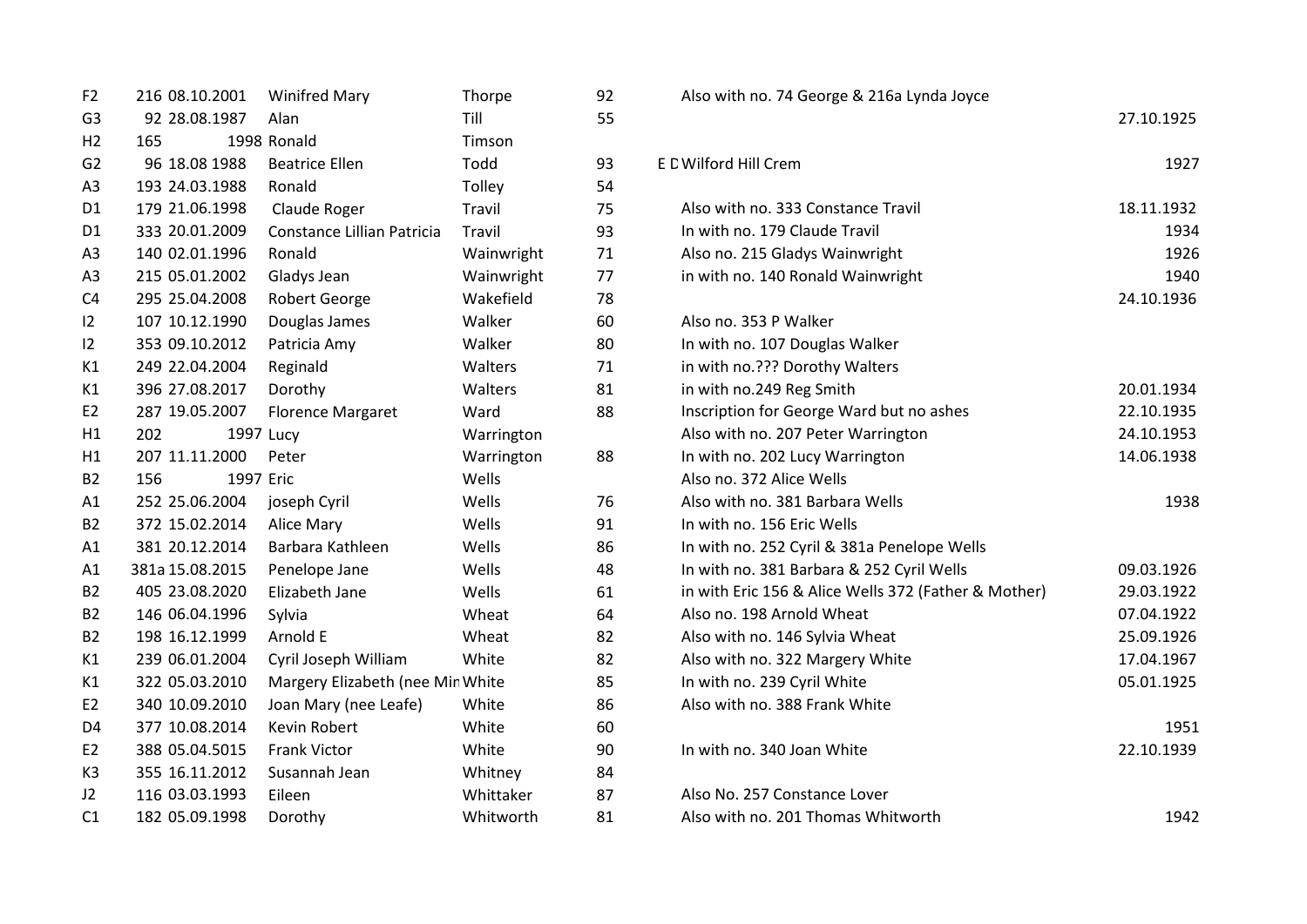| | | | | | | | |
|---|---|---|---|---|---|---|---|
| F2 | 216 | 08.10.2001 | Winifred Mary | Thorpe | 92 | Also with no. 74 George & 216a Lynda Joyce | |
| G3 | 92 | 28.08.1987 | Alan | Till | 55 | | 27.10.1925 |
| H2 | 165 | 1998 | Ronald | Timson | | | |
| G2 | 96 | 18.08 1988 | Beatrice Ellen | Todd | 93 | E D Wilford Hill Crem | 1927 |
| A3 | 193 | 24.03.1988 | Ronald | Tolley | 54 | | |
| D1 | 179 | 21.06.1998 | Claude Roger | Travil | 75 | Also with no. 333 Constance Travil | 18.11.1932 |
| D1 | 333 | 20.01.2009 | Constance Lillian Patricia | Travil | 93 | In with no. 179 Claude Travil | 1934 |
| A3 | 140 | 02.01.1996 | Ronald | Wainwright | 71 | Also no. 215 Gladys Wainwright | 1926 |
| A3 | 215 | 05.01.2002 | Gladys Jean | Wainwright | 77 | in with no. 140 Ronald Wainwright | 1940 |
| C4 | 295 | 25.04.2008 | Robert George | Wakefield | 78 | | 24.10.1936 |
| I2 | 107 | 10.12.1990 | Douglas James | Walker | 60 | Also no. 353 P Walker | |
| I2 | 353 | 09.10.2012 | Patricia Amy | Walker | 80 | In with no. 107 Douglas Walker | |
| K1 | 249 | 22.04.2004 | Reginald | Walters | 71 | in with no.??? Dorothy Walters | |
| K1 | 396 | 27.08.2017 | Dorothy | Walters | 81 | in with no.249 Reg Smith | 20.01.1934 |
| E2 | 287 | 19.05.2007 | Florence Margaret | Ward | 88 | Inscription for George Ward but no ashes | 22.10.1935 |
| H1 | 202 | 1997 | Lucy | Warrington | | Also with no. 207 Peter Warrington | 24.10.1953 |
| H1 | 207 | 11.11.2000 | Peter | Warrington | 88 | In with no. 202 Lucy Warrington | 14.06.1938 |
| B2 | 156 | 1997 | Eric | Wells | | Also no. 372 Alice Wells | |
| A1 | 252 | 25.06.2004 | joseph Cyril | Wells | 76 | Also with no. 381 Barbara Wells | 1938 |
| B2 | 372 | 15.02.2014 | Alice Mary | Wells | 91 | In with no. 156 Eric Wells | |
| A1 | 381 | 20.12.2014 | Barbara Kathleen | Wells | 86 | In with no. 252 Cyril & 381a Penelope Wells | |
| A1 | 381a | 15.08.2015 | Penelope Jane | Wells | 48 | In with no. 381 Barbara & 252 Cyril Wells | 09.03.1926 |
| B2 | 405 | 23.08.2020 | Elizabeth Jane | Wells | 61 | in with Eric 156 & Alice Wells 372 (Father & Mother) | 29.03.1922 |
| B2 | 146 | 06.04.1996 | Sylvia | Wheat | 64 | Also no. 198 Arnold Wheat | 07.04.1922 |
| B2 | 198 | 16.12.1999 | Arnold E | Wheat | 82 | Also with no. 146 Sylvia Wheat | 25.09.1926 |
| K1 | 239 | 06.01.2004 | Cyril Joseph William | White | 82 | Also with no. 322 Margery White | 17.04.1967 |
| K1 | 322 | 05.03.2010 | Margery Elizabeth (nee Min | White | 85 | In with no. 239 Cyril White | 05.01.1925 |
| E2 | 340 | 10.09.2010 | Joan Mary (nee Leafe) | White | 86 | Also with no. 388 Frank White | |
| D4 | 377 | 10.08.2014 | Kevin Robert | White | 60 | | 1951 |
| E2 | 388 | 05.04.5015 | Frank Victor | White | 90 | In with no. 340 Joan White | 22.10.1939 |
| K3 | 355 | 16.11.2012 | Susannah Jean | Whitney | 84 | | |
| J2 | 116 | 03.03.1993 | Eileen | Whittaker | 87 | Also No. 257 Constance Lover | |
| C1 | 182 | 05.09.1998 | Dorothy | Whitworth | 81 | Also with no. 201 Thomas Whitworth | 1942 |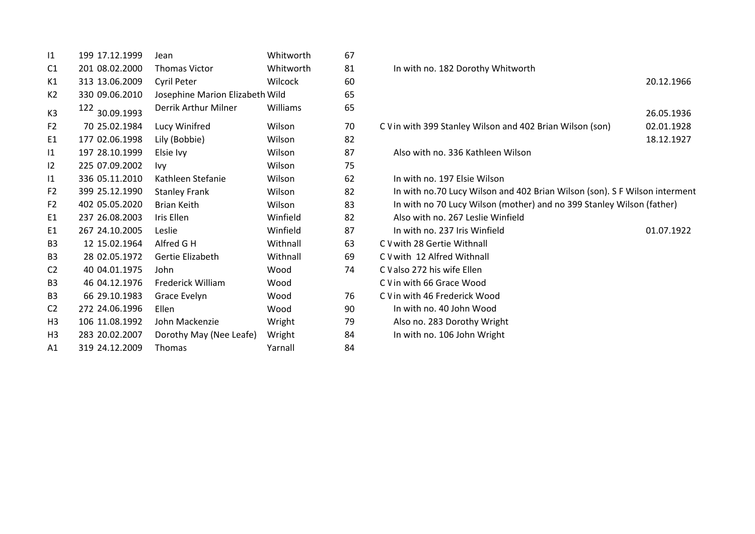| | | | | | | | |
|---|---|---|---|---|---|---|---|
| I1 | 199 | 17.12.1999 | Jean | Whitworth | 67 | | |
| C1 | 201 | 08.02.2000 | Thomas Victor | Whitworth | 81 | In with no. 182 Dorothy Whitworth | |
| K1 | 313 | 13.06.2009 | Cyril Peter | Wilcock | 60 | | 20.12.1966 |
| K2 | 330 | 09.06.2010 | Josephine Marion Elizabeth | Wild | 65 | | |
| K3 | 122 | 30.09.1993 | Derrik Arthur Milner | Williams | 65 | | 26.05.1936 |
| F2 | 70 | 25.02.1984 | Lucy Winifred | Wilson | 70 | C V in with 399 Stanley Wilson and 402 Brian Wilson (son) | 02.01.1928 |
| E1 | 177 | 02.06.1998 | Lily (Bobbie) | Wilson | 82 | | 18.12.1927 |
| I1 | 197 | 28.10.1999 | Elsie Ivy | Wilson | 87 | Also with no. 336 Kathleen Wilson | |
| I2 | 225 | 07.09.2002 | Ivy | Wilson | 75 | | |
| I1 | 336 | 05.11.2010 | Kathleen Stefanie | Wilson | 62 | In with no. 197 Elsie Wilson | |
| F2 | 399 | 25.12.1990 | Stanley Frank | Wilson | 82 | In with no.70 Lucy Wilson and 402 Brian Wilson (son). S F Wilson interment | |
| F2 | 402 | 05.05.2020 | Brian Keith | Wilson | 83 | In with no 70 Lucy Wilson (mother) and no 399 Stanley Wilson (father) | |
| E1 | 237 | 26.08.2003 | Iris Ellen | Winfield | 82 | Also with no. 267 Leslie Winfield | |
| E1 | 267 | 24.10.2005 | Leslie | Winfield | 87 | In with no. 237 Iris Winfield | 01.07.1922 |
| B3 | 12 | 15.02.1964 | Alfred G H | Withnall | 63 | C V with 28 Gertie Withnall | |
| B3 | 28 | 02.05.1972 | Gertie Elizabeth | Withnall | 69 | C V with 12 Alfred Withnall | |
| C2 | 40 | 04.01.1975 | John | Wood | 74 | C V also 272 his wife Ellen | |
| B3 | 46 | 04.12.1976 | Frederick William | Wood | | C V in with 66 Grace Wood | |
| B3 | 66 | 29.10.1983 | Grace Evelyn | Wood | 76 | C V in with 46 Frederick Wood | |
| C2 | 272 | 24.06.1996 | Ellen | Wood | 90 | In with no. 40 John Wood | |
| H3 | 106 | 11.08.1992 | John Mackenzie | Wright | 79 | Also no. 283 Dorothy Wright | |
| H3 | 283 | 20.02.2007 | Dorothy May (Nee Leafe) | Wright | 84 | In with no. 106 John Wright | |
| A1 | 319 | 24.12.2009 | Thomas | Yarnall | 84 | | |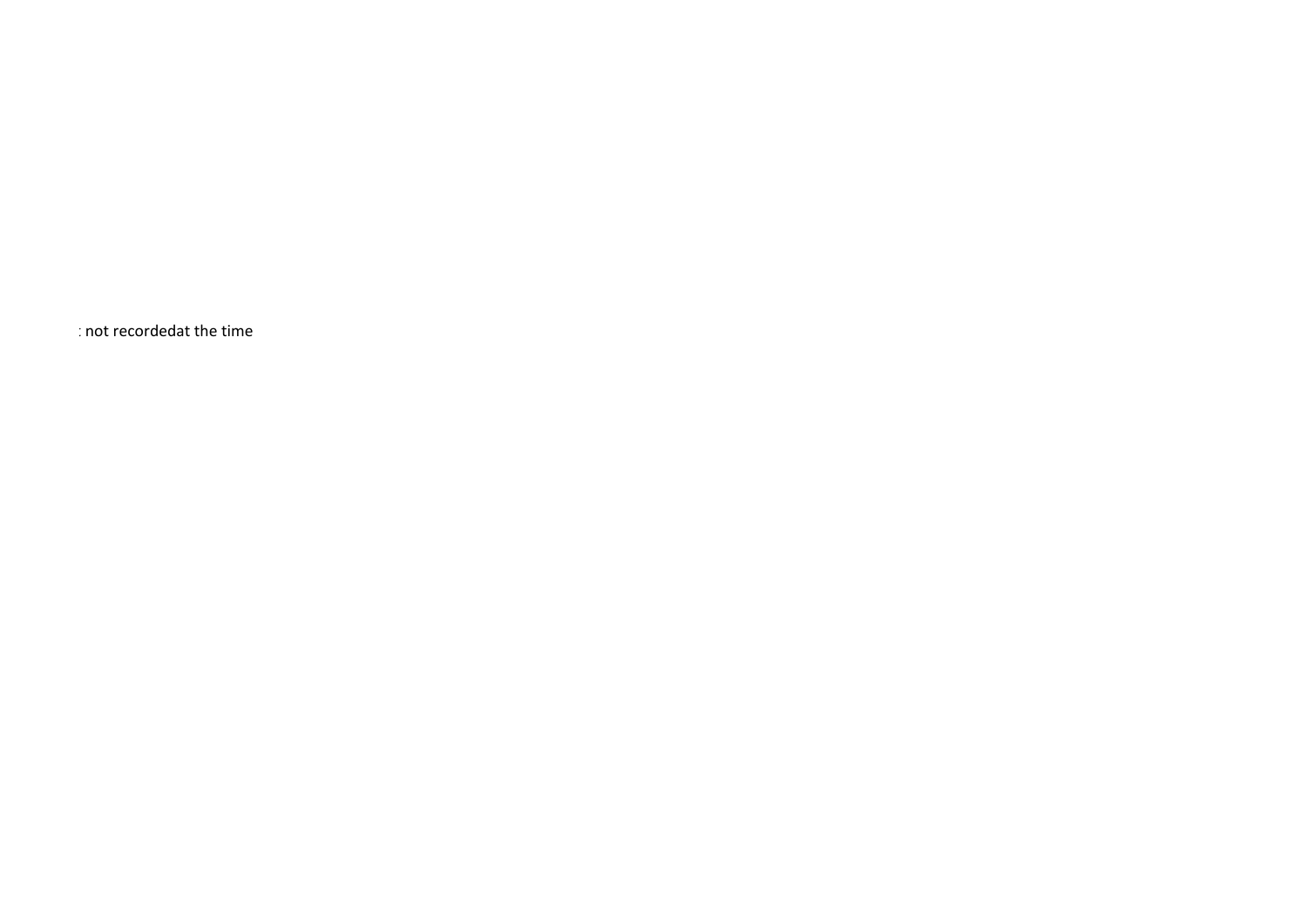: not recordedat the time